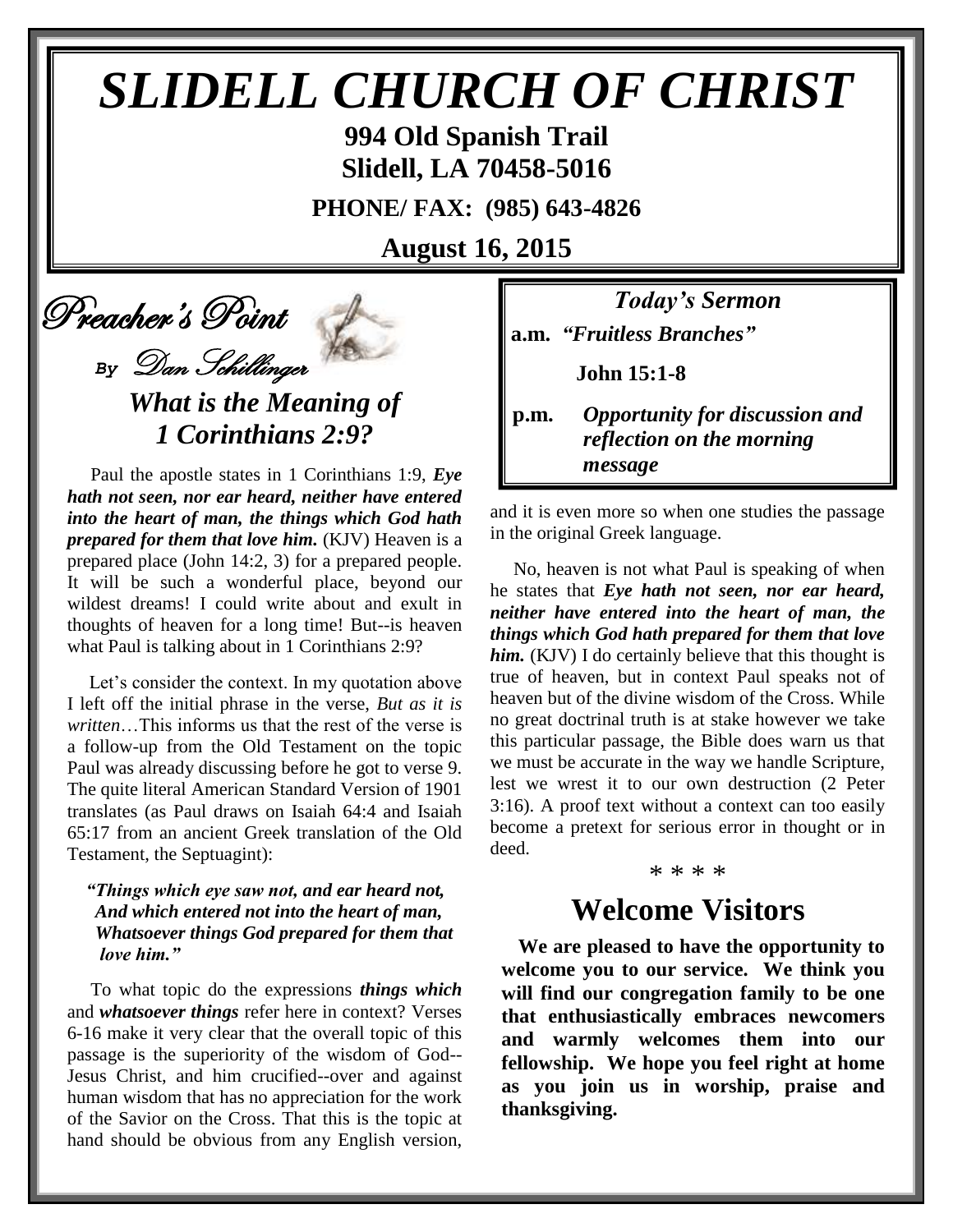# SLIDELL CHURCH OF CHRIST

**994 Old Spanish Trail**
**Slidell, LA 70458-5016**

**PHONE/ FAX: (985) 643-4826**

**August 16, 2015**

## Preacher's Point

*By Dan Schillinger*

### *What is the Meaning of 1 Corinthians 2:9?*

Paul the apostle states in 1 Corinthians 1:9, ***Eye hath not seen, nor ear heard, neither have entered into the heart of man, the things which God hath prepared for them that love him.*** (KJV) Heaven is a prepared place (John 14:2, 3) for a prepared people. It will be such a wonderful place, beyond our wildest dreams! I could write about and exult in thoughts of heaven for a long time! But--is heaven what Paul is talking about in 1 Corinthians 2:9?

Let's consider the context. In my quotation above I left off the initial phrase in the verse, *But as it is written*…This informs us that the rest of the verse is a follow-up from the Old Testament on the topic Paul was already discussing before he got to verse 9. The quite literal American Standard Version of 1901 translates (as Paul draws on Isaiah 64:4 and Isaiah 65:17 from an ancient Greek translation of the Old Testament, the Septuagint):

> ***"Things which eye saw not, and ear heard not,***
> ***And which entered not into the heart of man,***
> ***Whatsoever things God prepared for them that love him."***

To what topic do the expressions ***things which*** and ***whatsoever things*** refer here in context? Verses 6-16 make it very clear that the overall topic of this passage is the superiority of the wisdom of God--Jesus Christ, and him crucified--over and against human wisdom that has no appreciation for the work of the Savior on the Cross. That this is the topic at hand should be obvious from any English version, and it is even more so when one studies the passage in the original Greek language.

No, heaven is not what Paul is speaking of when he states that ***Eye hath not seen, nor ear heard, neither have entered into the heart of man, the things which God hath prepared for them that love him.*** (KJV) I do certainly believe that this thought is true of heaven, but in context Paul speaks not of heaven but of the divine wisdom of the Cross. While no great doctrinal truth is at stake however we take this particular passage, the Bible does warn us that we must be accurate in the way we handle Scripture, lest we wrest it to our own destruction (2 Peter 3:16). A proof text without a context can too easily become a pretext for serious error in thought or in deed.

### *Today's Sermon*

**a.m.** ***"Fruitless Branches"***

**John 15:1-8**

**p.m.** ***Opportunity for discussion and reflection on the morning message***

\* \* \* \*

## Welcome Visitors

**We are pleased to have the opportunity to welcome you to our service. We think you will find our congregation family to be one that enthusiastically embraces newcomers and warmly welcomes them into our fellowship. We hope you feel right at home as you join us in worship, praise and thanksgiving.**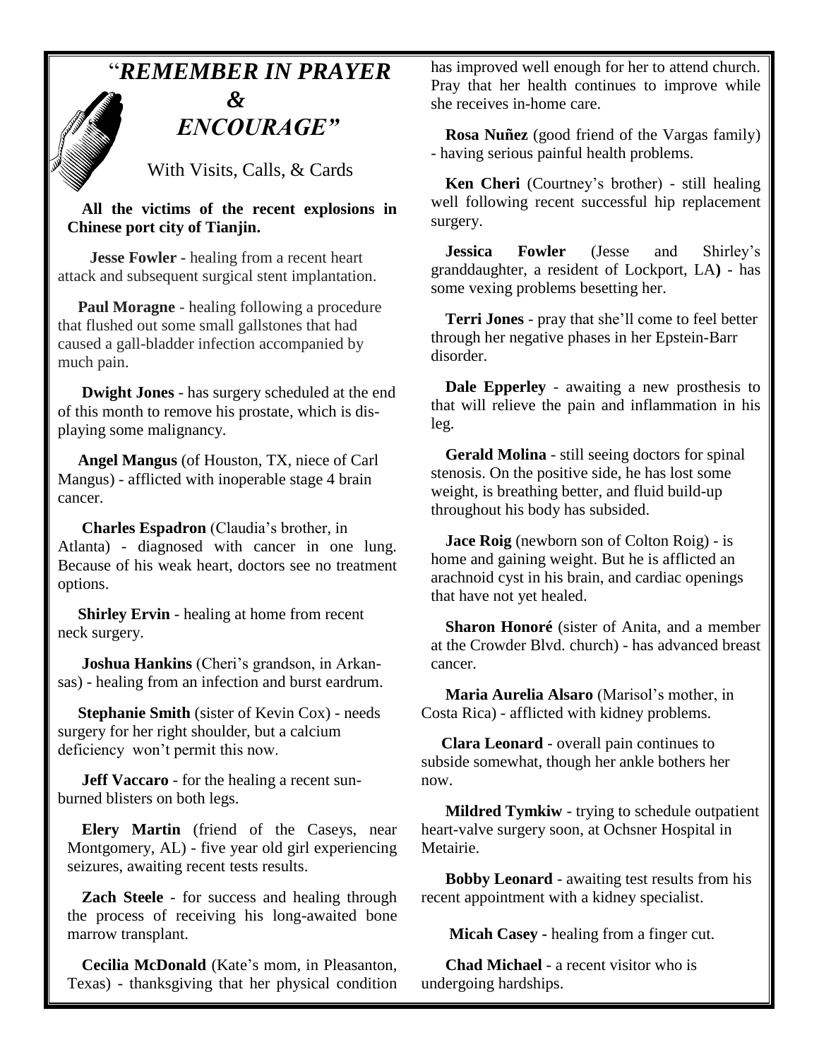# "*REMEMBER IN PRAYER & ENCOURAGE*"

With Visits, Calls, & Cards

**All the victims of the recent explosions in Chinese port city of Tianjin.**

**Jesse Fowler** - healing from a recent heart attack and subsequent surgical stent implantation.

**Paul Moragne** - healing following a procedure that flushed out some small gallstones that had caused a gall-bladder infection accompanied by much pain.

**Dwight Jones** - has surgery scheduled at the end of this month to remove his prostate, which is displaying some malignancy.

**Angel Mangus** (of Houston, TX, niece of Carl Mangus) - afflicted with inoperable stage 4 brain cancer.

**Charles Espadron** (Claudia's brother, in Atlanta) - diagnosed with cancer in one lung. Because of his weak heart, doctors see no treatment options.

**Shirley Ervin** - healing at home from recent neck surgery.

**Joshua Hankins** (Cheri's grandson, in Arkansas) - healing from an infection and burst eardrum.

**Stephanie Smith** (sister of Kevin Cox) - needs surgery for her right shoulder, but a calcium deficiency won't permit this now.

**Jeff Vaccaro** - for the healing a recent sunburned blisters on both legs.

**Elery Martin** (friend of the Caseys, near Montgomery, AL) - five year old girl experiencing seizures, awaiting recent tests results.

**Zach Steele** - for success and healing through the process of receiving his long-awaited bone marrow transplant.

**Cecilia McDonald** (Kate's mom, in Pleasanton, Texas) - thanksgiving that her physical condition has improved well enough for her to attend church. Pray that her health continues to improve while she receives in-home care.

**Rosa Nuñez** (good friend of the Vargas family) - having serious painful health problems.

**Ken Cheri** (Courtney's brother) - still healing well following recent successful hip replacement surgery.

**Jessica Fowler** (Jesse and Shirley's granddaughter, a resident of Lockport, LA**)** - has some vexing problems besetting her.

**Terri Jones** - pray that she'll come to feel better through her negative phases in her Epstein-Barr disorder.

**Dale Epperley** - awaiting a new prosthesis to that will relieve the pain and inflammation in his leg.

**Gerald Molina** - still seeing doctors for spinal stenosis. On the positive side, he has lost some weight, is breathing better, and fluid build-up throughout his body has subsided.

**Jace Roig** (newborn son of Colton Roig) - is home and gaining weight. But he is afflicted an arachnoid cyst in his brain, and cardiac openings that have not yet healed.

**Sharon Honoré** (sister of Anita, and a member at the Crowder Blvd. church) - has advanced breast cancer.

**Maria Aurelia Alsaro** (Marisol's mother, in Costa Rica) - afflicted with kidney problems.

**Clara Leonard** - overall pain continues to subside somewhat, though her ankle bothers her now.

**Mildred Tymkiw** - trying to schedule outpatient heart-valve surgery soon, at Ochsner Hospital in Metairie.

**Bobby Leonard** - awaiting test results from his recent appointment with a kidney specialist.

**Micah Casey -** healing from a finger cut.

**Chad Michael** - a recent visitor who is undergoing hardships.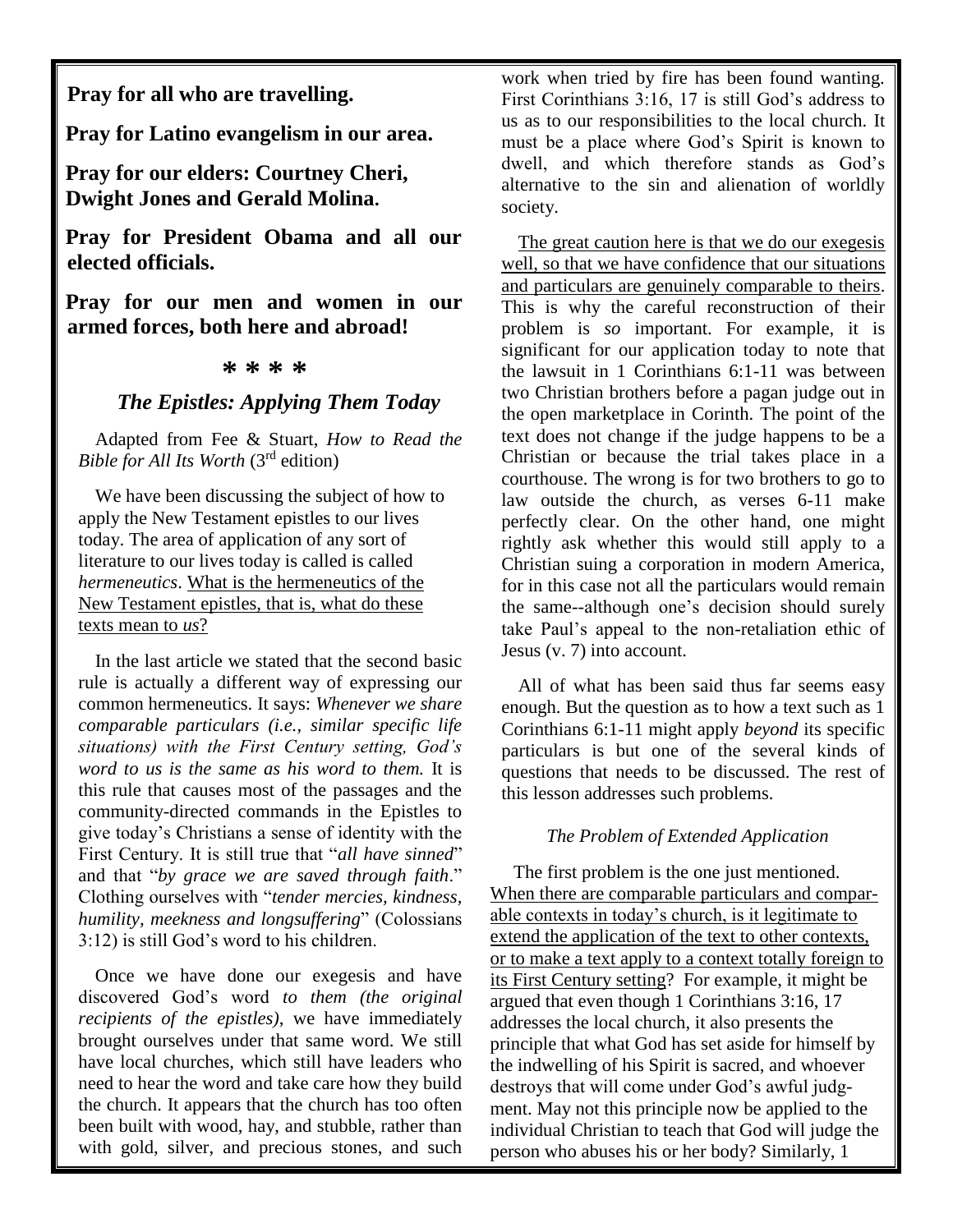**Pray for all who are travelling.**

**Pray for Latino evangelism in our area.**

**Pray for our elders: Courtney Cheri, Dwight Jones and Gerald Molina.**

**Pray for President Obama and all our elected officials.**

**Pray for our men and women in our armed forces, both here and abroad!**

**\* \* \* \***

## *The Epistles: Applying Them Today*

Adapted from Fee & Stuart, *How to Read the Bible for All Its Worth* (3rd edition)

We have been discussing the subject of how to apply the New Testament epistles to our lives today. The area of application of any sort of literature to our lives today is called is called *hermeneutics*. What is the hermeneutics of the New Testament epistles, that is, what do these texts mean to *us*?

In the last article we stated that the second basic rule is actually a different way of expressing our common hermeneutics. It says: *Whenever we share comparable particulars (i.e., similar specific life situations) with the First Century setting, God's word to us is the same as his word to them.* It is this rule that causes most of the passages and the community-directed commands in the Epistles to give today's Christians a sense of identity with the First Century. It is still true that "*all have sinned*" and that "*by grace we are saved through faith*." Clothing ourselves with "*tender mercies, kindness, humility, meekness and longsuffering*" (Colossians 3:12) is still God's word to his children.

Once we have done our exegesis and have discovered God's word *to them (the original recipients of the epistles)*, we have immediately brought ourselves under that same word. We still have local churches, which still have leaders who need to hear the word and take care how they build the church. It appears that the church has too often been built with wood, hay, and stubble, rather than with gold, silver, and precious stones, and such work when tried by fire has been found wanting. First Corinthians 3:16, 17 is still God's address to us as to our responsibilities to the local church. It must be a place where God's Spirit is known to dwell, and which therefore stands as God's alternative to the sin and alienation of worldly society.

The great caution here is that we do our exegesis well, so that we have confidence that our situations and particulars are genuinely comparable to theirs. This is why the careful reconstruction of their problem is *so* important. For example, it is significant for our application today to note that the lawsuit in 1 Corinthians 6:1-11 was between two Christian brothers before a pagan judge out in the open marketplace in Corinth. The point of the text does not change if the judge happens to be a Christian or because the trial takes place in a courthouse. The wrong is for two brothers to go to law outside the church, as verses 6-11 make perfectly clear. On the other hand, one might rightly ask whether this would still apply to a Christian suing a corporation in modern America, for in this case not all the particulars would remain the same--although one's decision should surely take Paul's appeal to the non-retaliation ethic of Jesus (v. 7) into account.

All of what has been said thus far seems easy enough. But the question as to how a text such as 1 Corinthians 6:1-11 might apply *beyond* its specific particulars is but one of the several kinds of questions that needs to be discussed. The rest of this lesson addresses such problems.

### *The Problem of Extended Application*

The first problem is the one just mentioned. When there are comparable particulars and comparable contexts in today's church, is it legitimate to extend the application of the text to other contexts, or to make a text apply to a context totally foreign to its First Century setting? For example, it might be argued that even though 1 Corinthians 3:16, 17 addresses the local church, it also presents the principle that what God has set aside for himself by the indwelling of his Spirit is sacred, and whoever destroys that will come under God's awful judgment. May not this principle now be applied to the individual Christian to teach that God will judge the person who abuses his or her body? Similarly, 1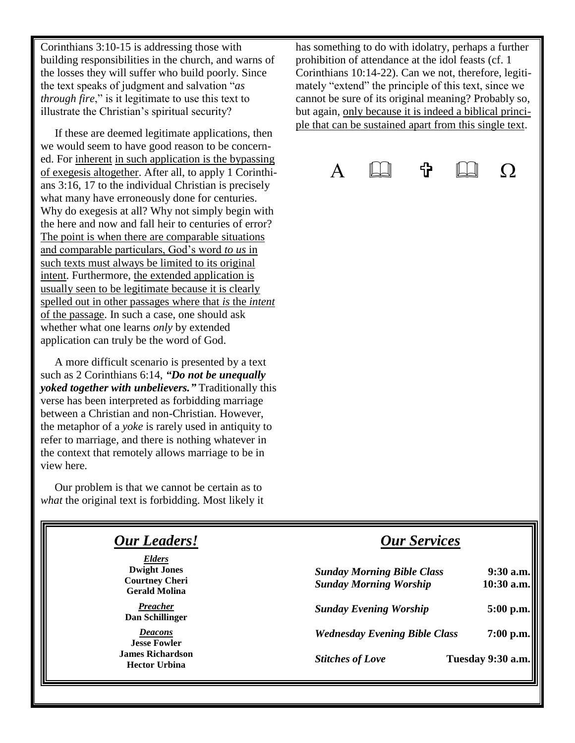Corinthians 3:10-15 is addressing those with building responsibilities in the church, and warns of the losses they will suffer who build poorly. Since the text speaks of judgment and salvation "*as through fire*," is it legitimate to use this text to illustrate the Christian's spiritual security?

If these are deemed legitimate applications, then we would seem to have good reason to be concerned. For <u>inherent</u> <u>in such application is the bypassing of exegesis altogether</u>. After all, to apply 1 Corinthians 3:16, 17 to the individual Christian is precisely what many have erroneously done for centuries. Why do exegesis at all? Why not simply begin with the here and now and fall heir to centuries of error? <u>The point is when there are comparable situations and comparable particulars, God's word *to us* in such texts must always be limited to its original intent</u>. Furthermore, <u>the extended application is usually seen to be legitimate because it is clearly spelled out in other passages where that *is* the *intent* of the passage</u>. In such a case, one should ask whether what one learns *only* by extended application can truly be the word of God.

A more difficult scenario is presented by a text such as 2 Corinthians 6:14, ***"Do not be unequally yoked together with unbelievers."*** Traditionally this verse has been interpreted as forbidding marriage between a Christian and non-Christian. However, the metaphor of a *yoke* is rarely used in antiquity to refer to marriage, and there is nothing whatever in the context that remotely allows marriage to be in view here.

Our problem is that we cannot be certain as to *what* the original text is forbidding. Most likely it has something to do with idolatry, perhaps a further prohibition of attendance at the idol feasts (cf. 1 Corinthians 10:14-22). Can we not, therefore, legitimately "extend" the principle of this text, since we cannot be sure of its original meaning? Probably so, but again, <u>only because it is indeed a biblical principle that can be sustained apart from this single text</u>.

A 📖 ✞ 📖 Ω

## *Our Leaders!*

***Elders***
**Dwight Jones**
**Courtney Cheri**
**Gerald Molina**

***Preacher***
**Dan Schillinger**

***Deacons***
**Jesse Fowler**
**James Richardson**
**Hector Urbina**

## *Our Services*

| | |
|---|---|
| ***Sunday Morning Bible Class*** | **9:30 a.m.** |
| ***Sunday Morning Worship*** | **10:30 a.m.** |
| ***Sunday Evening Worship*** | **5:00 p.m.** |
| ***Wednesday Evening Bible Class*** | **7:00 p.m.** |
| ***Stitches of Love*** | **Tuesday 9:30 a.m.** |